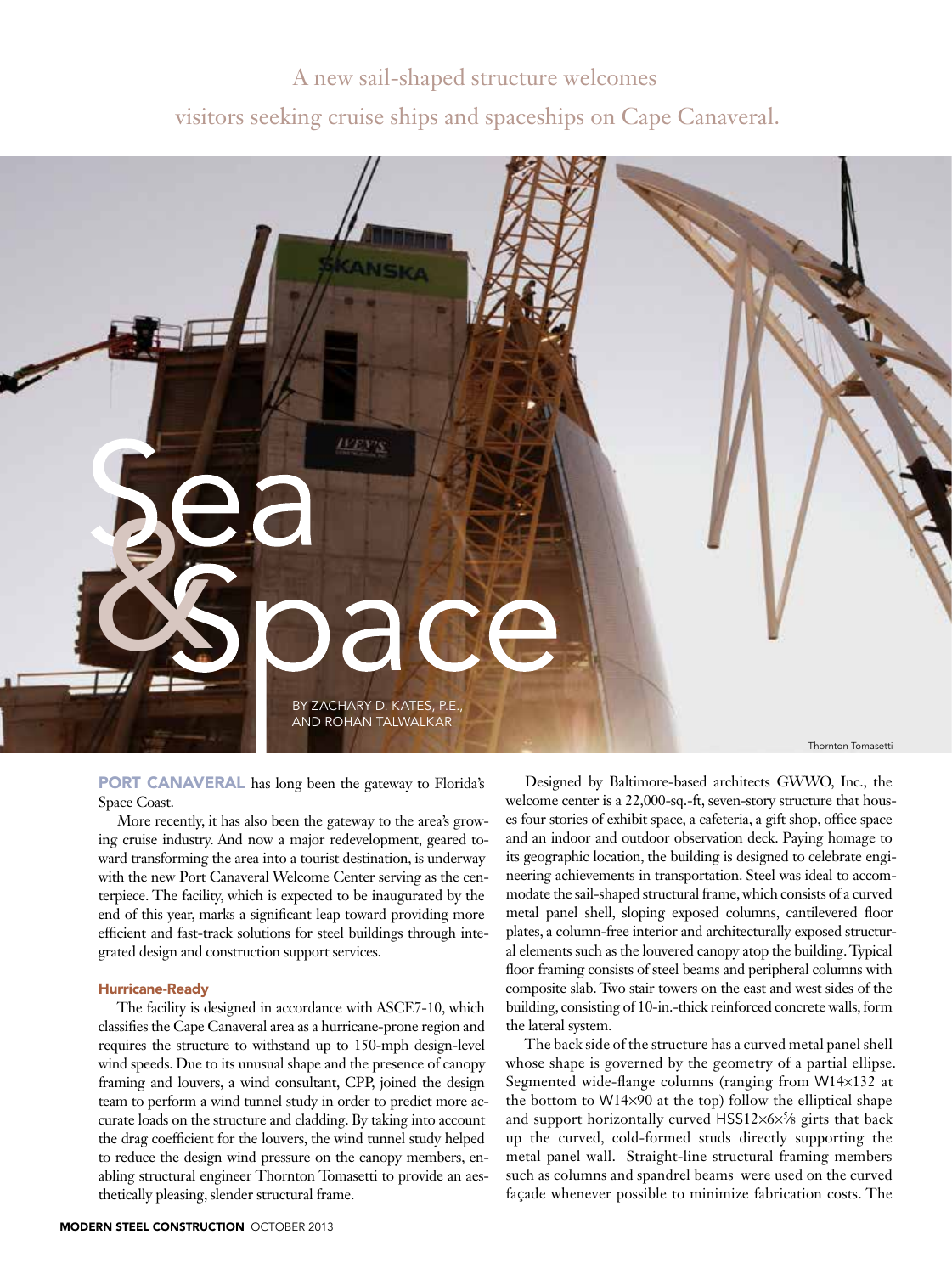A new sail-shaped structure welcomes visitors seeking cruise ships and spaceships on Cape Canaveral.

# Sea & Space

BY ZACHARY D. KATES, P.E., AND ROHAN TALWALKAR

Thornton Tomasetti

**PORT CANAVERAL** has long been the gateway to Florida's Space Coast.

More recently, it has also been the gateway to the area's growing cruise industry. And now a major redevelopment, geared toward transforming the area into a tourist destination, is underway with the new Port Canaveral Welcome Center serving as the centerpiece. The facility, which is expected to be inaugurated by the end of this year, marks a significant leap toward providing more efficient and fast-track solutions for steel buildings through integrated design and construction support services.

### Hurricane-Ready

The facility is designed in accordance with ASCE7-10, which classifies the Cape Canaveral area as a hurricane-prone region and requires the structure to withstand up to 150-mph design-level wind speeds. Due to its unusual shape and the presence of canopy framing and louvers, a wind consultant, CPP, joined the design team to perform a wind tunnel study in order to predict more accurate loads on the structure and cladding. By taking into account the drag coefficient for the louvers, the wind tunnel study helped to reduce the design wind pressure on the canopy members, enabling structural engineer Thornton Tomasetti to provide an aesthetically pleasing, slender structural frame.

Designed by Baltimore-based architects GWWO, Inc., the welcome center is a 22,000-sq.-ft, seven-story structure that houses four stories of exhibit space, a cafeteria, a gift shop, office space and an indoor and outdoor observation deck. Paying homage to its geographic location, the building is designed to celebrate engineering achievements in transportation. Steel was ideal to accommodate the sail-shaped structural frame, which consists of a curved metal panel shell, sloping exposed columns, cantilevered floor plates, a column-free interior and architecturally exposed structural elements such as the louvered canopy atop the building. Typical floor framing consists of steel beams and peripheral columns with composite slab. Two stair towers on the east and west sides of the building, consisting of 10-in.-thick reinforced concrete walls, form the lateral system.

The back side of the structure has a curved metal panel shell whose shape is governed by the geometry of a partial ellipse. Segmented wide-flange columns (ranging from W14×132 at the bottom to W14×90 at the top) follow the elliptical shape and support horizontally curved HSS12×6×⅝ girts that back up the curved, cold-formed studs directly supporting the metal panel wall. Straight-line structural framing members such as columns and spandrel beams were used on the curved façade whenever possible to minimize fabrication costs. The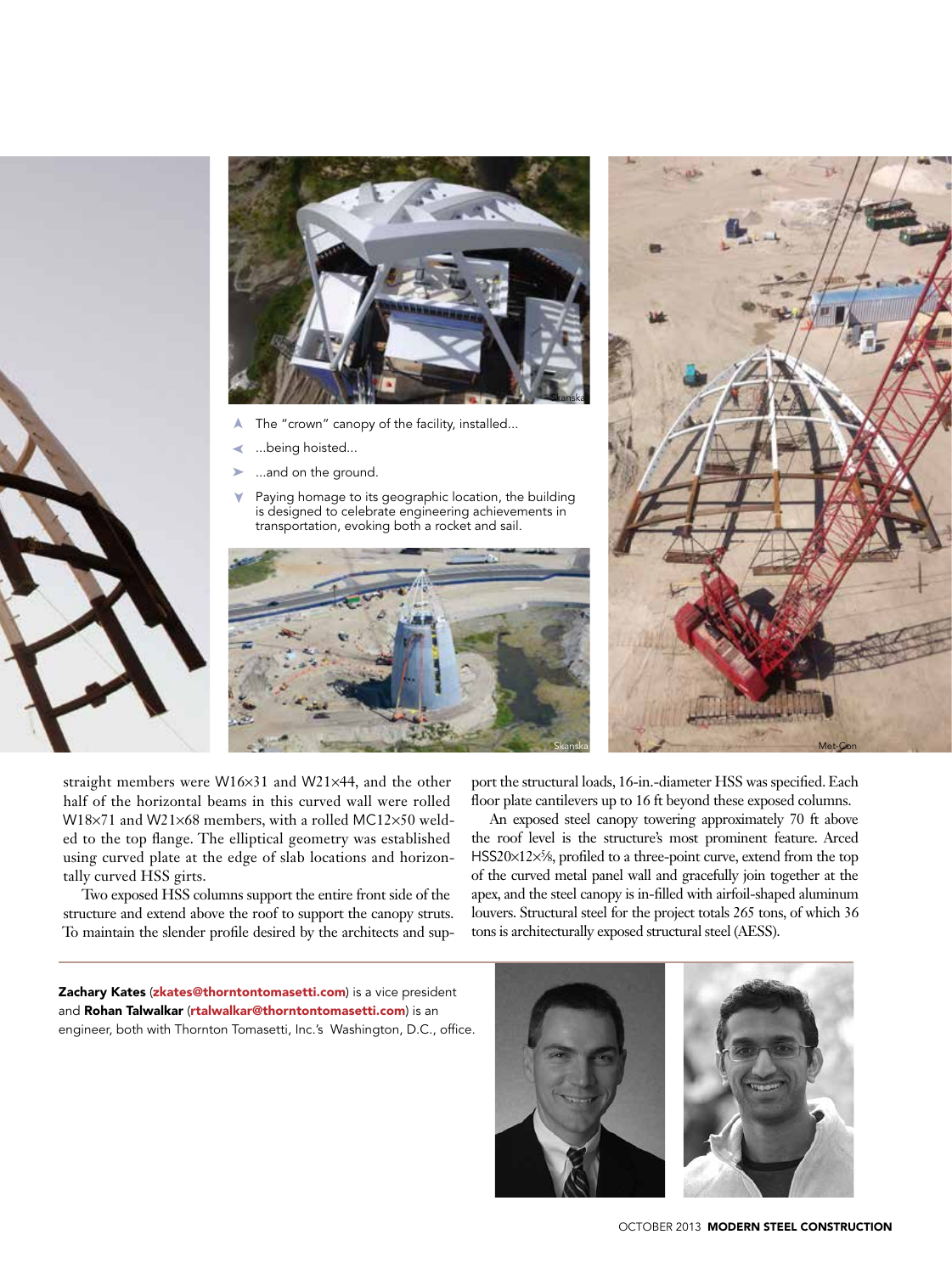▲ The "crown" canopy of the facility, installed...

◄ ...being hoisted...

► ...and on the ground.

▼ Paying homage to its geographic location, the building is designed to celebrate engineering achievements in transportation, evoking both a rocket and sail.

straight members were W16×31 and W21×44, and the other half of the horizontal beams in this curved wall were rolled W18×71 and W21×68 members, with a rolled MC12×50 welded to the top flange. The elliptical geometry was established using curved plate at the edge of slab locations and horizontally curved HSS girts.

Two exposed HSS columns support the entire front side of the structure and extend above the roof to support the canopy struts. To maintain the slender profile desired by the architects and support the structural loads, 16-in.-diameter HSS was specified. Each floor plate cantilevers up to 16 ft beyond these exposed columns.

An exposed steel canopy towering approximately 70 ft above the roof level is the structure's most prominent feature. Arced HSS20×12×⅝, profiled to a three-point curve, extend from the top of the curved metal panel wall and gracefully join together at the apex, and the steel canopy is in-filled with airfoil-shaped aluminum louvers. Structural steel for the project totals 265 tons, of which 36 tons is architecturally exposed structural steel (AESS).

**Zachary Kates** (zkates@thorntontomasetti.com) is a vice president and **Rohan Talwalkar** (rtalwalkar@thorntontomasetti.com) is an engineer, both with Thornton Tomasetti, Inc.'s Washington, D.C., office.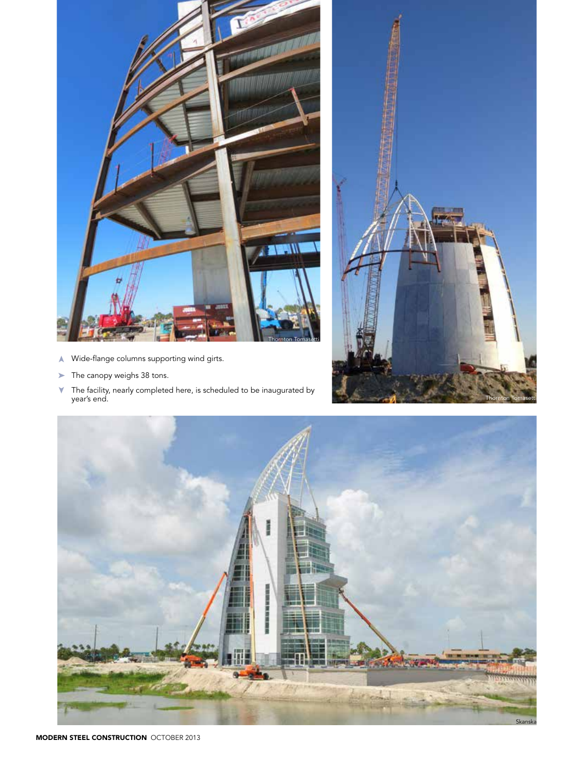▲ Wide-flange columns supporting wind girts.

➤ The canopy weighs 38 tons.

▼ The facility, nearly completed here, is scheduled to be inaugurated by year's end.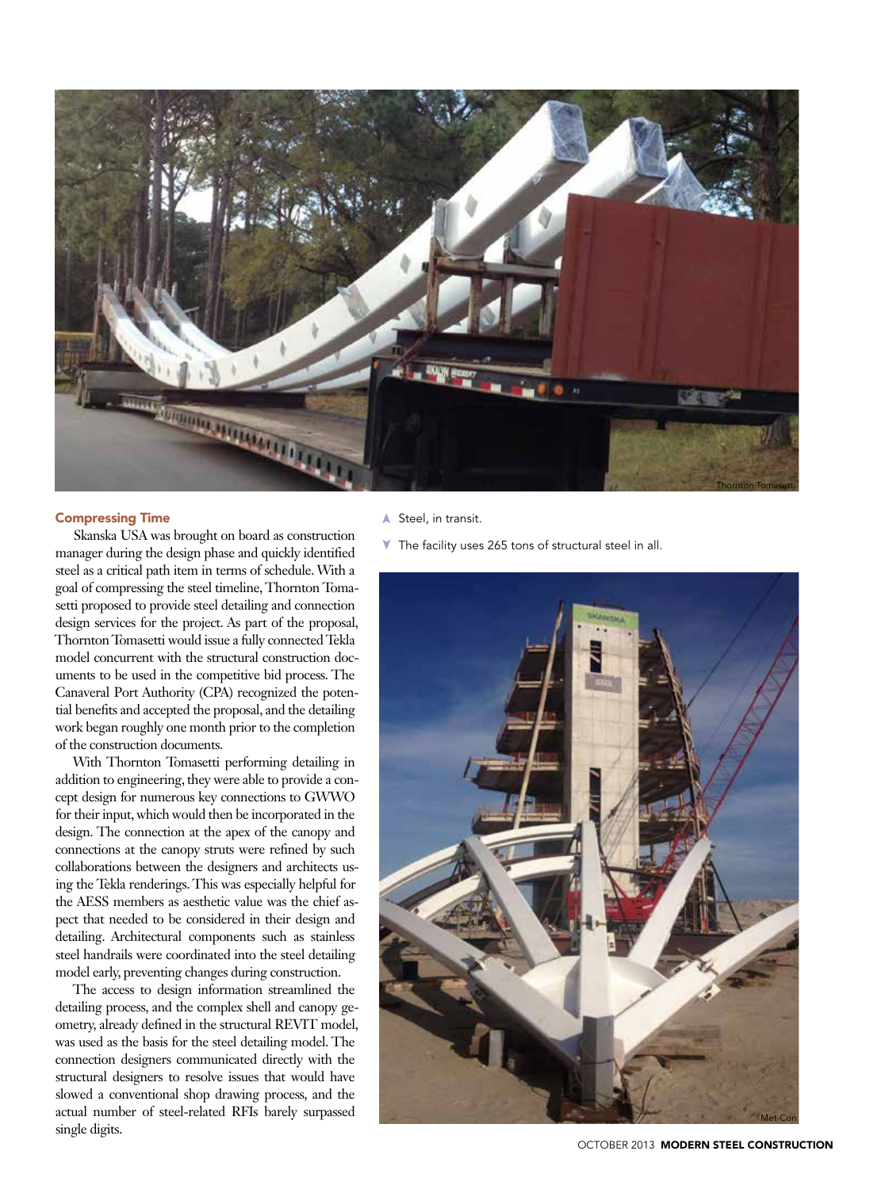## Compressing Time

Skanska USA was brought on board as construction manager during the design phase and quickly identified steel as a critical path item in terms of schedule. With a goal of compressing the steel timeline, Thornton Tomasetti proposed to provide steel detailing and connection design services for the project. As part of the proposal, Thornton Tomasetti would issue a fully connected Tekla model concurrent with the structural construction documents to be used in the competitive bid process. The Canaveral Port Authority (CPA) recognized the potential benefits and accepted the proposal, and the detailing work began roughly one month prior to the completion of the construction documents.

With Thornton Tomasetti performing detailing in addition to engineering, they were able to provide a concept design for numerous key connections to GWWO for their input, which would then be incorporated in the design. The connection at the apex of the canopy and connections at the canopy struts were refined by such collaborations between the designers and architects using the Tekla renderings. This was especially helpful for the AESS members as aesthetic value was the chief aspect that needed to be considered in their design and detailing. Architectural components such as stainless steel handrails were coordinated into the steel detailing model early, preventing changes during construction.

The access to design information streamlined the detailing process, and the complex shell and canopy geometry, already defined in the structural REVIT model, was used as the basis for the steel detailing model. The connection designers communicated directly with the structural designers to resolve issues that would have slowed a conventional shop drawing process, and the actual number of steel-related RFIs barely surpassed single digits.

▲ Steel, in transit.

▼ The facility uses 265 tons of structural steel in all.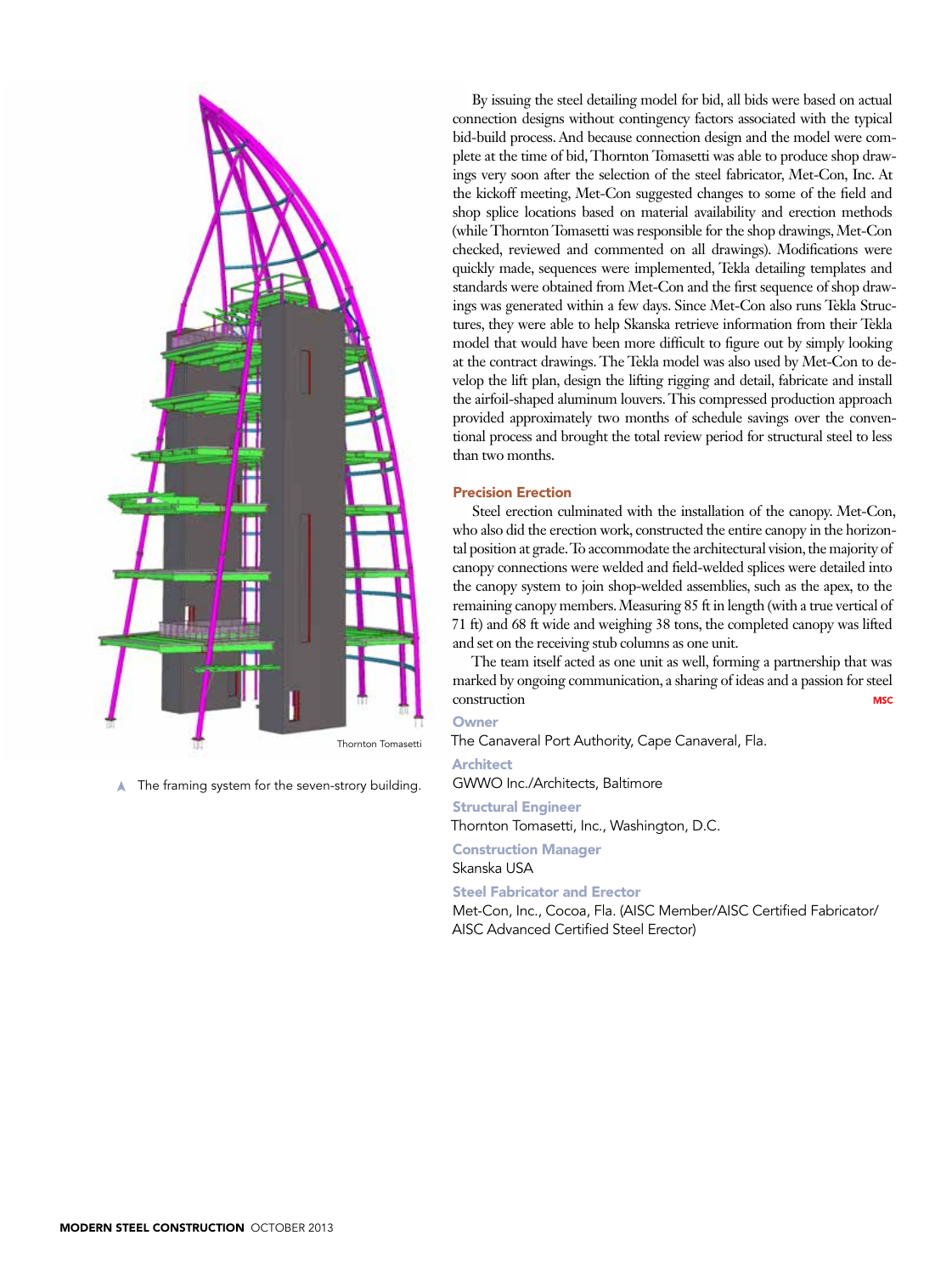Thornton Tomasetti

▲ The framing system for the seven-strory building.

By issuing the steel detailing model for bid, all bids were based on actual connection designs without contingency factors associated with the typical bid-build process. And because connection design and the model were complete at the time of bid, Thornton Tomasetti was able to produce shop drawings very soon after the selection of the steel fabricator, Met-Con, Inc. At the kickoff meeting, Met-Con suggested changes to some of the field and shop splice locations based on material availability and erection methods (while Thornton Tomasetti was responsible for the shop drawings, Met-Con checked, reviewed and commented on all drawings). Modifications were quickly made, sequences were implemented, Tekla detailing templates and standards were obtained from Met-Con and the first sequence of shop drawings was generated within a few days. Since Met-Con also runs Tekla Structures, they were able to help Skanska retrieve information from their Tekla model that would have been more difficult to figure out by simply looking at the contract drawings. The Tekla model was also used by Met-Con to develop the lift plan, design the lifting rigging and detail, fabricate and install the airfoil-shaped aluminum louvers. This compressed production approach provided approximately two months of schedule savings over the conventional process and brought the total review period for structural steel to less than two months.

## Precision Erection

Steel erection culminated with the installation of the canopy. Met-Con, who also did the erection work, constructed the entire canopy in the horizontal position at grade. To accommodate the architectural vision, the majority of canopy connections were welded and field-welded splices were detailed into the canopy system to join shop-welded assemblies, such as the apex, to the remaining canopy members. Measuring 85 ft in length (with a true vertical of 71 ft) and 68 ft wide and weighing 38 tons, the completed canopy was lifted and set on the receiving stub columns as one unit.

The team itself acted as one unit as well, forming a partnership that was marked by ongoing communication, a sharing of ideas and a passion for steel construction **MSC**

**Owner**
The Canaveral Port Authority, Cape Canaveral, Fla.

**Architect**
GWWO Inc./Architects, Baltimore

**Structural Engineer**
Thornton Tomasetti, Inc., Washington, D.C.

**Construction Manager**
Skanska USA

**Steel Fabricator and Erector**
Met-Con, Inc., Cocoa, Fla. (AISC Member/AISC Certified Fabricator/AISC Advanced Certified Steel Erector)